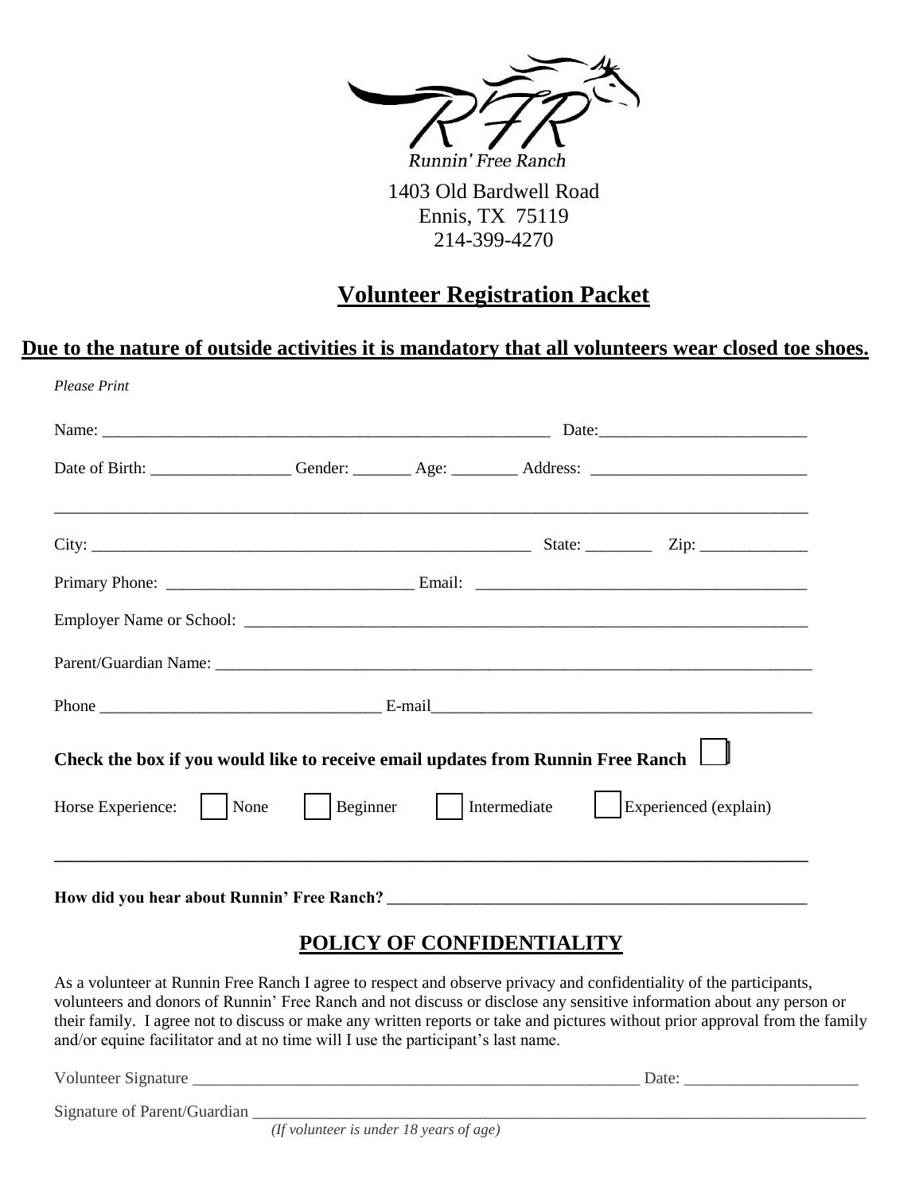Runnin' Free Ranch

1403 Old Bardwell Road
Ennis, TX 75119
214-399-4270

# Volunteer Registration Packet

**Due to the nature of outside activities it is mandatory that all volunteers wear closed toe shoes.**

*Please Print*

Name: ________________________________________________________ Date:_________________________

Date of Birth: ________________ Gender: _______ Age: ________ Address: _________________________

_______________________________________________________________________________________

City: ______________________________________________________ State: ________ Zip: _____________

Primary Phone: _____________________________ Email: _______________________________________

Employer Name or School: ____________________________________________________________________

Parent/Guardian Name: _______________________________________________________________________

Phone _________________________________ E-mail______________________________________________

**Check the box if you would like to receive email updates from Runnin Free Ranch** ☐

Horse Experience: ☐ None ☐ Beginner ☐ Intermediate ☐ Experienced (explain)

_______________________________________________________________________________________

**How did you hear about Runnin' Free Ranch?** _____________________________________________________

## POLICY OF CONFIDENTIALITY

As a volunteer at Runnin Free Ranch I agree to respect and observe privacy and confidentiality of the participants, volunteers and donors of Runnin' Free Ranch and not discuss or disclose any sensitive information about any person or their family. I agree not to discuss or make any written reports or take and pictures without prior approval from the family and/or equine facilitator and at no time will I use the participant's last name.

Volunteer Signature _______________________________________________________ Date: _____________________

Signature of Parent/Guardian ____________________________________________________________________________
*(If volunteer is under 18 years of age)*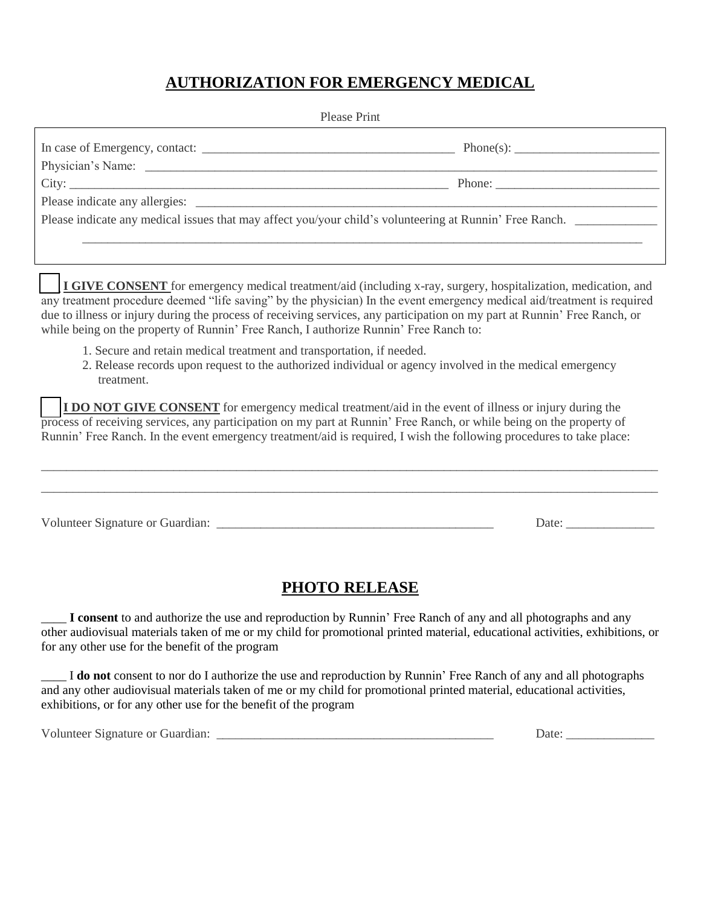# AUTHORIZATION FOR EMERGENCY MEDICAL

Please Print

In case of Emergency, contact: ________________________________________ Phone(s): ______________________

Physician's Name: ____________________________________________________________________________

City: ____________________________________________________________ Phone: _________________________

Please indicate any allergies: __________________________________________________________________

Please indicate any medical issues that may affect you/your child's volunteering at Runnin' Free Ranch. ____________

________________________________________________________________________________________

☐ **I GIVE CONSENT** for emergency medical treatment/aid (including x-ray, surgery, hospitalization, medication, and any treatment procedure deemed "life saving" by the physician) In the event emergency medical aid/treatment is required due to illness or injury during the process of receiving services, any participation on my part at Runnin' Free Ranch, or while being on the property of Runnin' Free Ranch, I authorize Runnin' Free Ranch to:

1. Secure and retain medical treatment and transportation, if needed.
2. Release records upon request to the authorized individual or agency involved in the medical emergency treatment.

☐ **I DO NOT GIVE CONSENT** for emergency medical treatment/aid in the event of illness or injury during the process of receiving services, any participation on my part at Runnin' Free Ranch, or while being on the property of Runnin' Free Ranch. In the event emergency treatment/aid is required, I wish the following procedures to take place:

__________________________________________________________________________________________________

__________________________________________________________________________________________________

Volunteer Signature or Guardian: ____________________________________________ Date: ______________

# PHOTO RELEASE

____ **I consent** to and authorize the use and reproduction by Runnin' Free Ranch of any and all photographs and any other audiovisual materials taken of me or my child for promotional printed material, educational activities, exhibitions, or for any other use for the benefit of the program

____ I **do not** consent to nor do I authorize the use and reproduction by Runnin' Free Ranch of any and all photographs and any other audiovisual materials taken of me or my child for promotional printed material, educational activities, exhibitions, or for any other use for the benefit of the program

Volunteer Signature or Guardian: ____________________________________________ Date: ______________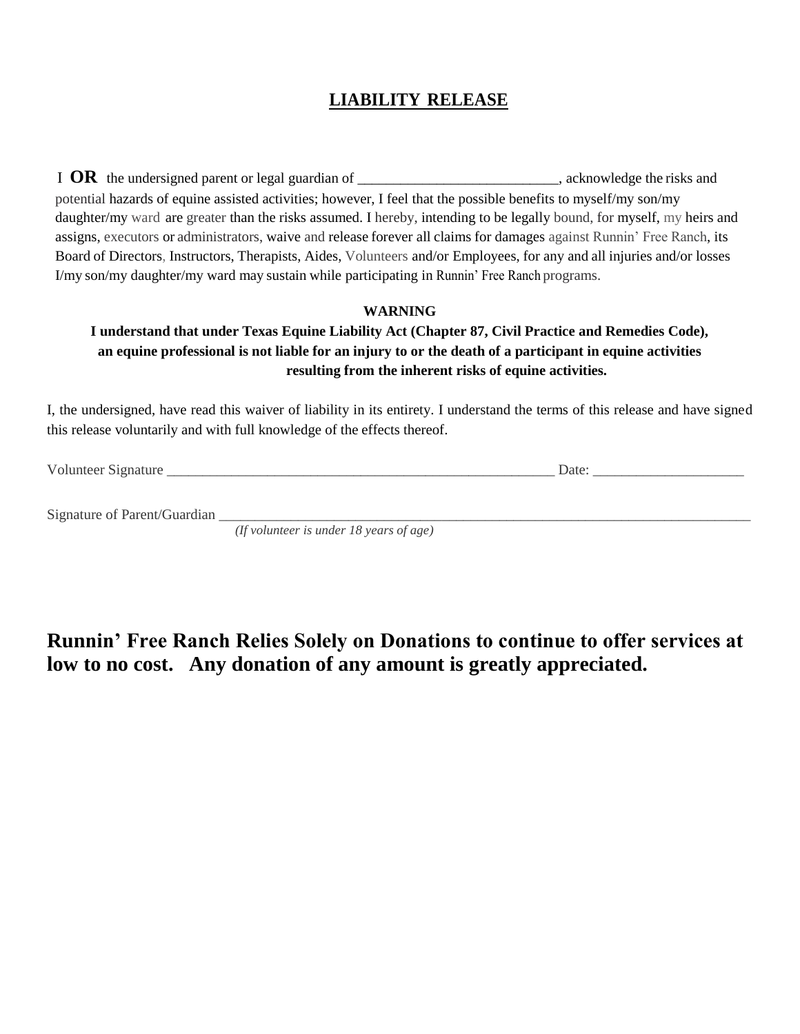## LIABILITY RELEASE

I **OR** the undersigned parent or legal guardian of ____________________________, acknowledge the risks and potential hazards of equine assisted activities; however, I feel that the possible benefits to myself/my son/my daughter/my ward are greater than the risks assumed. I hereby, intending to be legally bound, for myself, my heirs and assigns, executors or administrators, waive and release forever all claims for damages against Runnin' Free Ranch, its Board of Directors, Instructors, Therapists, Aides, Volunteers and/or Employees, for any and all injuries and/or losses I/my son/my daughter/my ward may sustain while participating in Runnin' Free Ranch programs.

**WARNING**

**I understand that under Texas Equine Liability Act (Chapter 87, Civil Practice and Remedies Code), an equine professional is not liable for an injury to or the death of a participant in equine activities resulting from the inherent risks of equine activities.**

I, the undersigned, have read this waiver of liability in its entirety. I understand the terms of this release and have signed this release voluntarily and with full knowledge of the effects thereof.

Volunteer Signature ________________________________________________________ Date: _____________________

Signature of Parent/Guardian ________________________________________________________________________________

*(If volunteer is under 18 years of age)*

**Runnin' Free Ranch Relies Solely on Donations to continue to offer services at low to no cost. Any donation of any amount is greatly appreciated.**